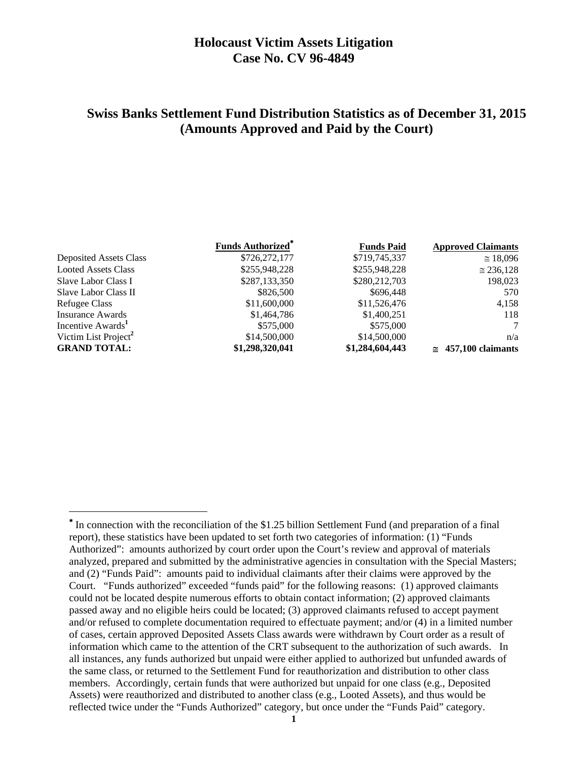# Holocaust Victim Assets Litigation
# Case No. CV 96-4849

## Swiss Banks Settlement Fund Distribution Statistics as of December 31, 2015 (Amounts Approved and Paid by the Court)

| | Funds Authorized* | Funds Paid | Approved Claimants |
|---|---|---|---|
| Deposited Assets Class | $726,272,177 | $719,745,337 | ≅ 18,096 |
| Looted Assets Class | $255,948,228 | $255,948,228 | ≅ 236,128 |
| Slave Labor Class I | $287,133,350 | $280,212,703 | 198,023 |
| Slave Labor Class II | $826,500 | $696,448 | 570 |
| Refugee Class | $11,600,000 | $11,526,476 | 4,158 |
| Insurance Awards | $1,464,786 | $1,400,251 | 118 |
| Incentive Awards[1] | $575,000 | $575,000 | 7 |
| Victim List Project[2] | $14,500,000 | $14,500,000 | n/a |
| **GRAND TOTAL:** | **$1,298,320,041** | **$1,284,604,443** | **≅ 457,100 claimants** |

* In connection with the reconciliation of the $1.25 billion Settlement Fund (and preparation of a final report), these statistics have been updated to set forth two categories of information: (1) "Funds Authorized": amounts authorized by court order upon the Court's review and approval of materials analyzed, prepared and submitted by the administrative agencies in consultation with the Special Masters; and (2) "Funds Paid": amounts paid to individual claimants after their claims were approved by the Court. "Funds authorized" exceeded "funds paid" for the following reasons: (1) approved claimants could not be located despite numerous efforts to obtain contact information; (2) approved claimants passed away and no eligible heirs could be located; (3) approved claimants refused to accept payment and/or refused to complete documentation required to effectuate payment; and/or (4) in a limited number of cases, certain approved Deposited Assets Class awards were withdrawn by Court order as a result of information which came to the attention of the CRT subsequent to the authorization of such awards. In all instances, any funds authorized but unpaid were either applied to authorized but unfunded awards of the same class, or returned to the Settlement Fund for reauthorization and distribution to other class members. Accordingly, certain funds that were authorized but unpaid for one class (e.g., Deposited Assets) were reauthorized and distributed to another class (e.g., Looted Assets), and thus would be reflected twice under the "Funds Authorized" category, but once under the "Funds Paid" category.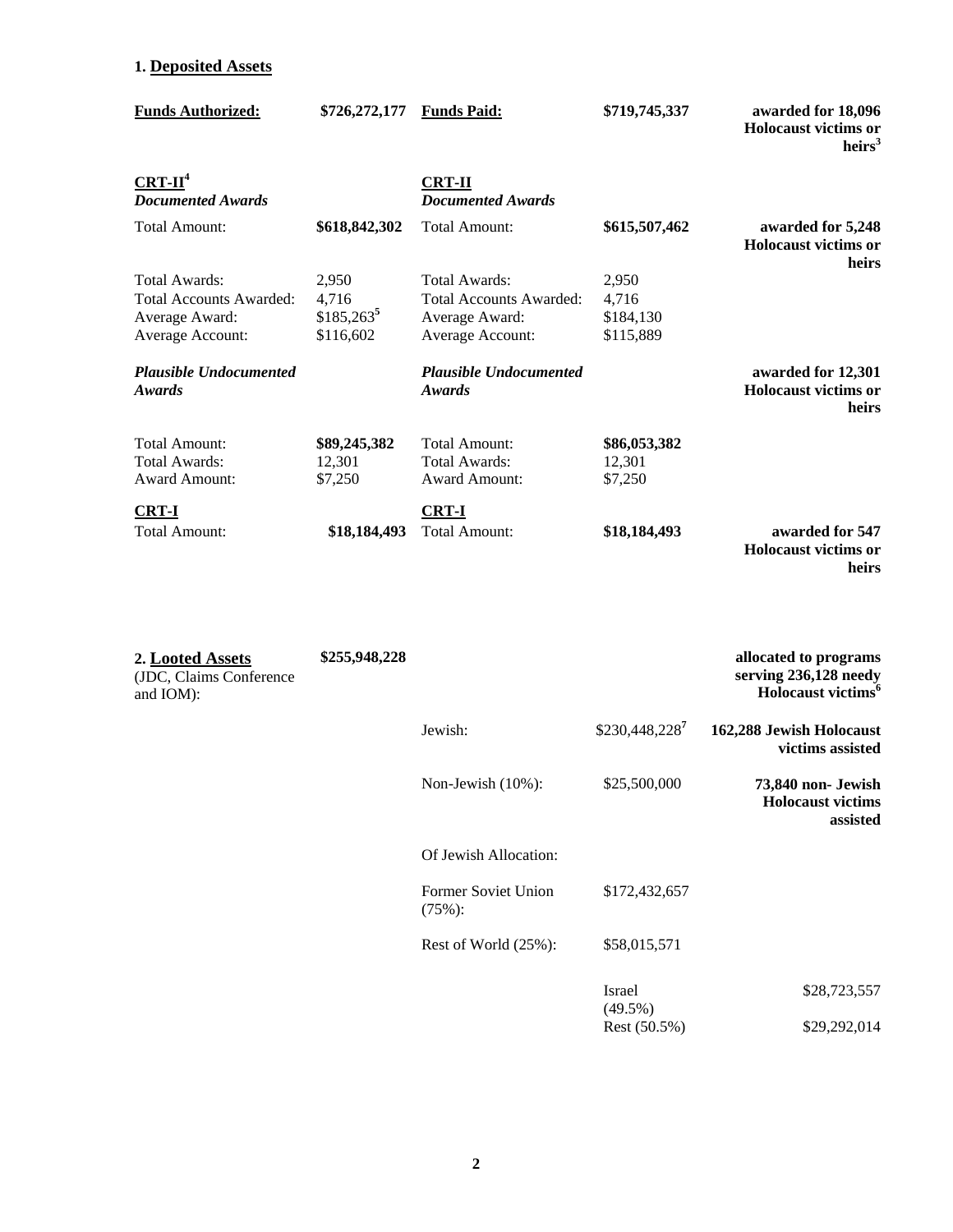## 1. Deposited Assets

| **Funds Authorized:** | **$726,272,177** | **Funds Paid:** | **$719,745,337** | **awarded for 18,096 Holocaust victims or heirs**[3] |
|---|---|---|---|---|
| ***CRT-II***[4] ***Documented Awards*** | | ***CRT-II Documented Awards*** | | |
| Total Amount: | **$618,842,302** | Total Amount: | **$615,507,462** | **awarded for 5,248 Holocaust victims or heirs** |
| Total Awards: | 2,950 | Total Awards: | 2,950 | |
| Total Accounts Awarded: | 4,716 | Total Accounts Awarded: | 4,716 | |
| Average Award: | $185,263[5] | Average Award: | $184,130 | |
| Average Account: | $116,602 | Average Account: | $115,889 | |
| ***Plausible Undocumented Awards*** | | ***Plausible Undocumented Awards*** | | **awarded for 12,301 Holocaust victims or heirs** |
| Total Amount: | **$89,245,382** | Total Amount: | **$86,053,382** | |
| Total Awards: | 12,301 | Total Awards: | 12,301 | |
| Award Amount: | $7,250 | Award Amount: | $7,250 | |
| **CRT-I** | | **CRT-I** | | |
| Total Amount: | **$18,184,493** | Total Amount: | **$18,184,493** | **awarded for 547 Holocaust victims or heirs** |

## 2. Looted Assets

| **Looted Assets** (JDC, Claims Conference and IOM): | **$255,948,228** | | | **allocated to programs serving 236,128 needy Holocaust victims**[6] |
|---|---|---|---|---|
| | | Jewish: | $230,448,228[7] | **162,288 Jewish Holocaust victims assisted** |
| | | Non-Jewish (10%): | $25,500,000 | **73,840 non- Jewish Holocaust victims assisted** |
| | | Of Jewish Allocation: | | |
| | | Former Soviet Union (75%): | $172,432,657 | |
| | | Rest of World (25%): | $58,015,571 | |
| | | | Israel (49.5%) | $28,723,557 |
| | | | Rest (50.5%) | $29,292,014 |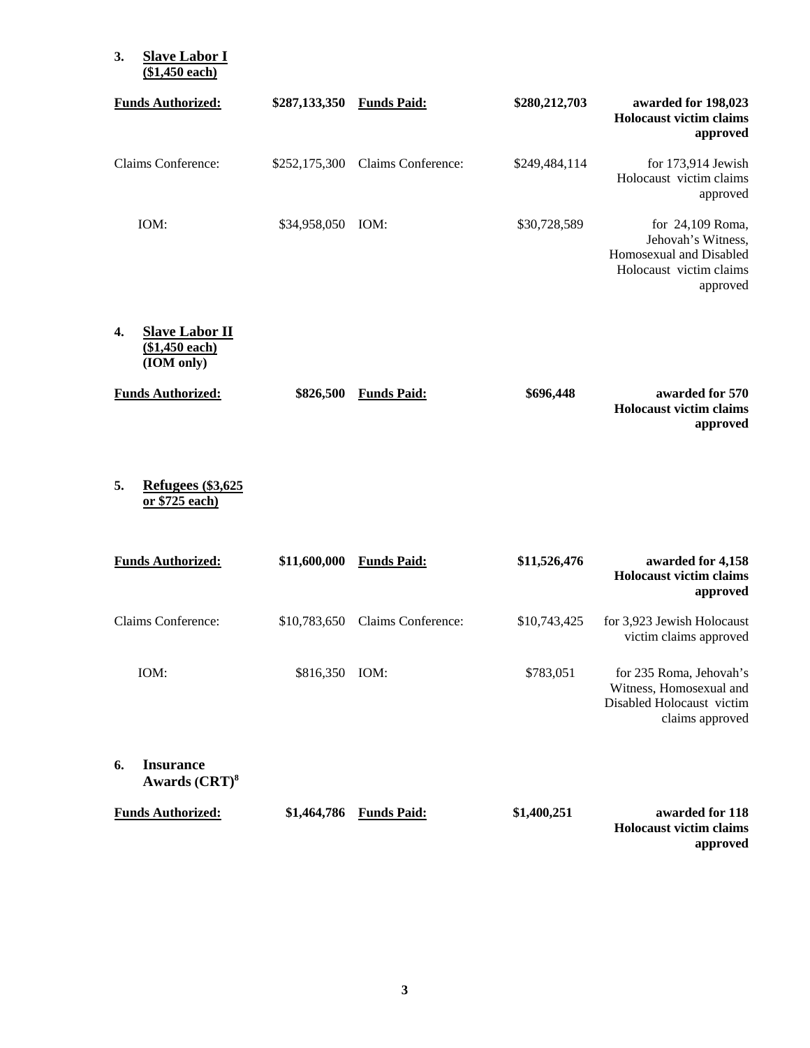### 3. Slave Labor I (\$1,450 each)

| | | | | |
|---|---|---|---|---|
| **Funds Authorized:** | **\$287,133,350** | **Funds Paid:** | **\$280,212,703** | **awarded for 198,023 Holocaust victim claims approved** |
| Claims Conference: | \$252,175,300 | Claims Conference: | \$249,484,114 | for 173,914 Jewish Holocaust victim claims approved |
| IOM: | \$34,958,050 | IOM: | \$30,728,589 | for 24,109 Roma, Jehovah's Witness, Homosexual and Disabled Holocaust victim claims approved |

### 4. Slave Labor II (\$1,450 each) (IOM only)

| | | | | |
|---|---|---|---|---|
| **Funds Authorized:** | **\$826,500** | **Funds Paid:** | **\$696,448** | **awarded for 570 Holocaust victim claims approved** |

### 5. Refugees (\$3,625 or \$725 each)

| | | | | |
|---|---|---|---|---|
| **Funds Authorized:** | **\$11,600,000** | **Funds Paid:** | **\$11,526,476** | **awarded for 4,158 Holocaust victim claims approved** |
| Claims Conference: | \$10,783,650 | Claims Conference: | \$10,743,425 | for 3,923 Jewish Holocaust victim claims approved |
| IOM: | \$816,350 | IOM: | \$783,051 | for 235 Roma, Jehovah's Witness, Homosexual and Disabled Holocaust victim claims approved |

### 6. Insurance Awards (CRT)[8]

| | | | | |
|---|---|---|---|---|
| **Funds Authorized:** | **\$1,464,786** | **Funds Paid:** | **\$1,400,251** | **awarded for 118 Holocaust victim claims approved** |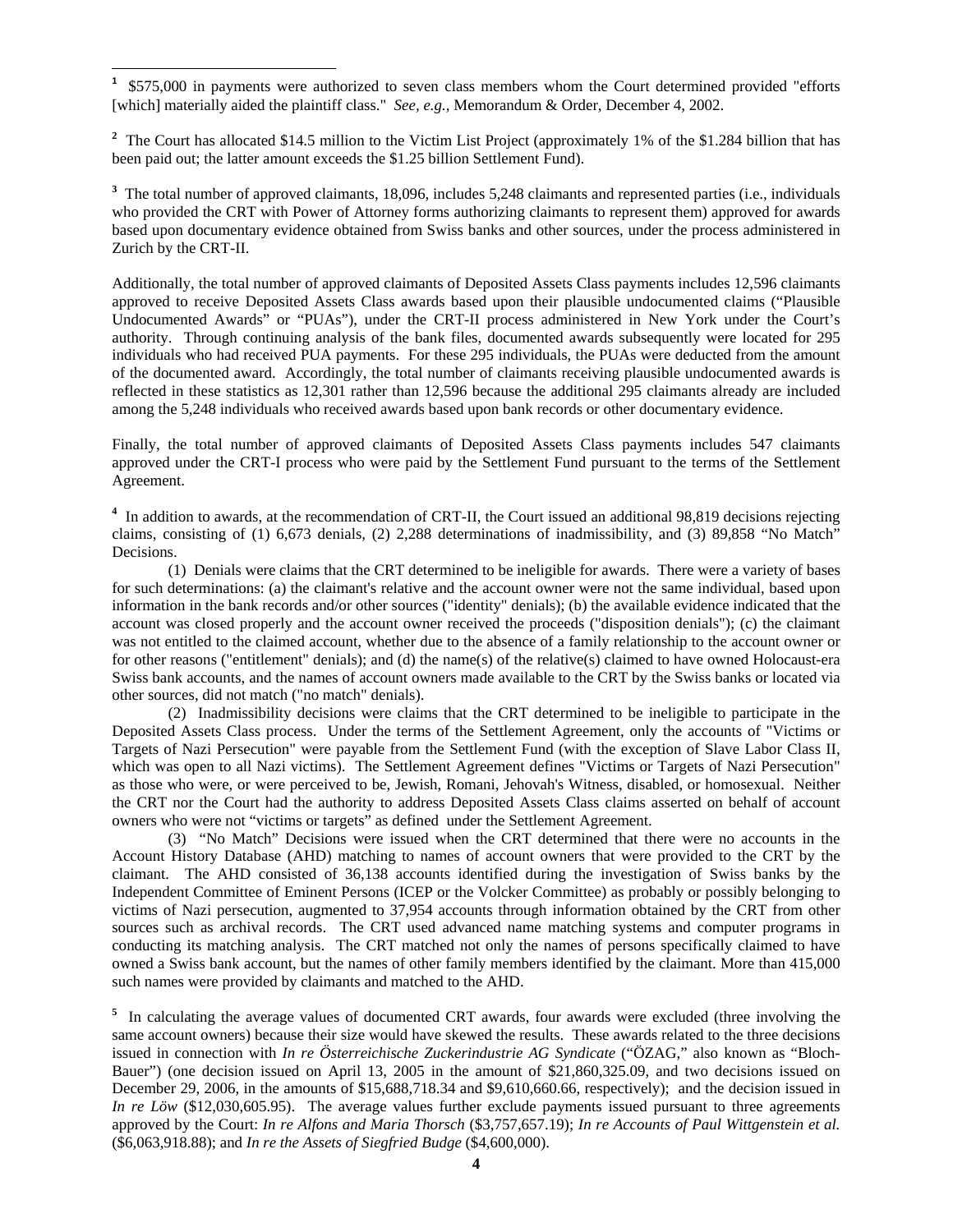[1] $575,000 in payments were authorized to seven class members whom the Court determined provided "efforts [which] materially aided the plaintiff class." *See, e.g.,* Memorandum & Order, December 4, 2002.

[2] The Court has allocated $14.5 million to the Victim List Project (approximately 1% of the $1.284 billion that has been paid out; the latter amount exceeds the $1.25 billion Settlement Fund).

[3] The total number of approved claimants, 18,096, includes 5,248 claimants and represented parties (i.e., individuals who provided the CRT with Power of Attorney forms authorizing claimants to represent them) approved for awards based upon documentary evidence obtained from Swiss banks and other sources, under the process administered in Zurich by the CRT-II.

Additionally, the total number of approved claimants of Deposited Assets Class payments includes 12,596 claimants approved to receive Deposited Assets Class awards based upon their plausible undocumented claims ("Plausible Undocumented Awards" or "PUAs"), under the CRT-II process administered in New York under the Court's authority. Through continuing analysis of the bank files, documented awards subsequently were located for 295 individuals who had received PUA payments. For these 295 individuals, the PUAs were deducted from the amount of the documented award. Accordingly, the total number of claimants receiving plausible undocumented awards is reflected in these statistics as 12,301 rather than 12,596 because the additional 295 claimants already are included among the 5,248 individuals who received awards based upon bank records or other documentary evidence.

Finally, the total number of approved claimants of Deposited Assets Class payments includes 547 claimants approved under the CRT-I process who were paid by the Settlement Fund pursuant to the terms of the Settlement Agreement.

[4] In addition to awards, at the recommendation of CRT-II, the Court issued an additional 98,819 decisions rejecting claims, consisting of (1) 6,673 denials, (2) 2,288 determinations of inadmissibility, and (3) 89,858 "No Match" Decisions.

(1) Denials were claims that the CRT determined to be ineligible for awards. There were a variety of bases for such determinations: (a) the claimant's relative and the account owner were not the same individual, based upon information in the bank records and/or other sources ("identity" denials); (b) the available evidence indicated that the account was closed properly and the account owner received the proceeds ("disposition denials"); (c) the claimant was not entitled to the claimed account, whether due to the absence of a family relationship to the account owner or for other reasons ("entitlement" denials); and (d) the name(s) of the relative(s) claimed to have owned Holocaust-era Swiss bank accounts, and the names of account owners made available to the CRT by the Swiss banks or located via other sources, did not match ("no match" denials).

(2) Inadmissibility decisions were claims that the CRT determined to be ineligible to participate in the Deposited Assets Class process. Under the terms of the Settlement Agreement, only the accounts of "Victims or Targets of Nazi Persecution" were payable from the Settlement Fund (with the exception of Slave Labor Class II, which was open to all Nazi victims). The Settlement Agreement defines "Victims or Targets of Nazi Persecution" as those who were, or were perceived to be, Jewish, Romani, Jehovah's Witness, disabled, or homosexual. Neither the CRT nor the Court had the authority to address Deposited Assets Class claims asserted on behalf of account owners who were not "victims or targets" as defined under the Settlement Agreement.

(3) "No Match" Decisions were issued when the CRT determined that there were no accounts in the Account History Database (AHD) matching to names of account owners that were provided to the CRT by the claimant. The AHD consisted of 36,138 accounts identified during the investigation of Swiss banks by the Independent Committee of Eminent Persons (ICEP or the Volcker Committee) as probably or possibly belonging to victims of Nazi persecution, augmented to 37,954 accounts through information obtained by the CRT from other sources such as archival records. The CRT used advanced name matching systems and computer programs in conducting its matching analysis. The CRT matched not only the names of persons specifically claimed to have owned a Swiss bank account, but the names of other family members identified by the claimant. More than 415,000 such names were provided by claimants and matched to the AHD.

[5] In calculating the average values of documented CRT awards, four awards were excluded (three involving the same account owners) because their size would have skewed the results. These awards related to the three decisions issued in connection with *In re Österreichische Zuckerindustrie AG Syndicate* ("ÖZAG," also known as "Bloch-Bauer") (one decision issued on April 13, 2005 in the amount of $21,860,325.09, and two decisions issued on December 29, 2006, in the amounts of $15,688,718.34 and $9,610,660.66, respectively); and the decision issued in *In re Löw* ($12,030,605.95). The average values further exclude payments issued pursuant to three agreements approved by the Court: *In re Alfons and Maria Thorsch* ($3,757,657.19); *In re Accounts of Paul Wittgenstein et al.* ($6,063,918.88); and *In re the Assets of Siegfried Budge* ($4,600,000).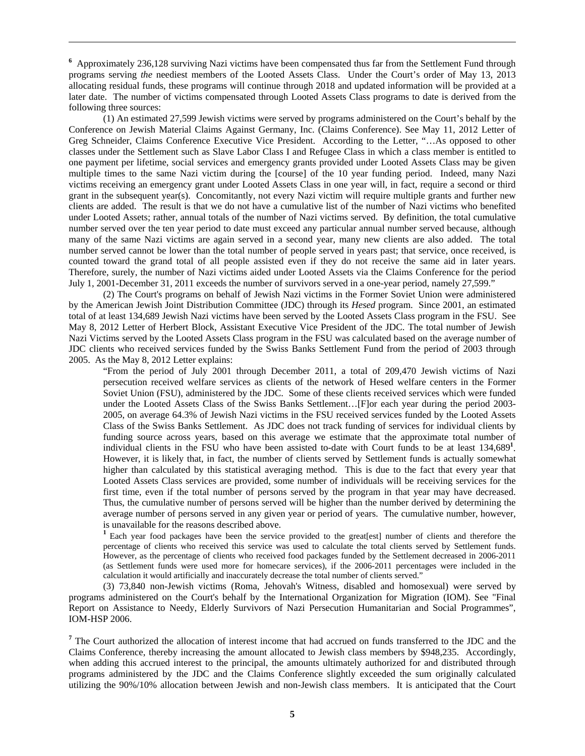[6] Approximately 236,128 surviving Nazi victims have been compensated thus far from the Settlement Fund through programs serving *the* neediest members of the Looted Assets Class. Under the Court's order of May 13, 2013 allocating residual funds, these programs will continue through 2018 and updated information will be provided at a later date. The number of victims compensated through Looted Assets Class programs to date is derived from the following three sources:

(1) An estimated 27,599 Jewish victims were served by programs administered on the Court's behalf by the Conference on Jewish Material Claims Against Germany, Inc. (Claims Conference). See May 11, 2012 Letter of Greg Schneider, Claims Conference Executive Vice President. According to the Letter, "…As opposed to other classes under the Settlement such as Slave Labor Class I and Refugee Class in which a class member is entitled to one payment per lifetime, social services and emergency grants provided under Looted Assets Class may be given multiple times to the same Nazi victim during the [course] of the 10 year funding period. Indeed, many Nazi victims receiving an emergency grant under Looted Assets Class in one year will, in fact, require a second or third grant in the subsequent year(s). Concomitantly, not every Nazi victim will require multiple grants and further new clients are added. The result is that we do not have a cumulative list of the number of Nazi victims who benefited under Looted Assets; rather, annual totals of the number of Nazi victims served. By definition, the total cumulative number served over the ten year period to date must exceed any particular annual number served because, although many of the same Nazi victims are again served in a second year, many new clients are also added. The total number served cannot be lower than the total number of people served in years past; that service, once received, is counted toward the grand total of all people assisted even if they do not receive the same aid in later years. Therefore, surely, the number of Nazi victims aided under Looted Assets via the Claims Conference for the period July 1, 2001-December 31, 2011 exceeds the number of survivors served in a one-year period, namely 27,599."

(2) The Court's programs on behalf of Jewish Nazi victims in the Former Soviet Union were administered by the American Jewish Joint Distribution Committee (JDC) through its *Hesed* program. Since 2001, an estimated total of at least 134,689 Jewish Nazi victims have been served by the Looted Assets Class program in the FSU. See May 8, 2012 Letter of Herbert Block, Assistant Executive Vice President of the JDC. The total number of Jewish Nazi Victims served by the Looted Assets Class program in the FSU was calculated based on the average number of JDC clients who received services funded by the Swiss Banks Settlement Fund from the period of 2003 through 2005. As the May 8, 2012 Letter explains:

> "From the period of July 2001 through December 2011, a total of 209,470 Jewish victims of Nazi persecution received welfare services as clients of the network of Hesed welfare centers in the Former Soviet Union (FSU), administered by the JDC. Some of these clients received services which were funded under the Looted Assets Class of the Swiss Banks Settlement…[F]or each year during the period 2003-2005, on average 64.3% of Jewish Nazi victims in the FSU received services funded by the Looted Assets Class of the Swiss Banks Settlement. As JDC does not track funding of services for individual clients by funding source across years, based on this average we estimate that the approximate total number of individual clients in the FSU who have been assisted to-date with Court funds to be at least 134,689[1]. However, it is likely that, in fact, the number of clients served by Settlement funds is actually somewhat higher than calculated by this statistical averaging method. This is due to the fact that every year that Looted Assets Class services are provided, some number of individuals will be receiving services for the first time, even if the total number of persons served by the program in that year may have decreased. Thus, the cumulative number of persons served will be higher than the number derived by determining the average number of persons served in any given year or period of years. The cumulative number, however, is unavailable for the reasons described above.
>
> [1] Each year food packages have been the service provided to the great[est] number of clients and therefore the percentage of clients who received this service was used to calculate the total clients served by Settlement funds. However, as the percentage of clients who received food packages funded by the Settlement decreased in 2006-2011 (as Settlement funds were used more for homecare services), if the 2006-2011 percentages were included in the calculation it would artificially and inaccurately decrease the total number of clients served."

(3) 73,840 non-Jewish victims (Roma, Jehovah's Witness, disabled and homosexual) were served by programs administered on the Court's behalf by the International Organization for Migration (IOM). See "Final Report on Assistance to Needy, Elderly Survivors of Nazi Persecution Humanitarian and Social Programmes", IOM-HSP 2006.

[7] The Court authorized the allocation of interest income that had accrued on funds transferred to the JDC and the Claims Conference, thereby increasing the amount allocated to Jewish class members by $948,235. Accordingly, when adding this accrued interest to the principal, the amounts ultimately authorized for and distributed through programs administered by the JDC and the Claims Conference slightly exceeded the sum originally calculated utilizing the 90%/10% allocation between Jewish and non-Jewish class members. It is anticipated that the Court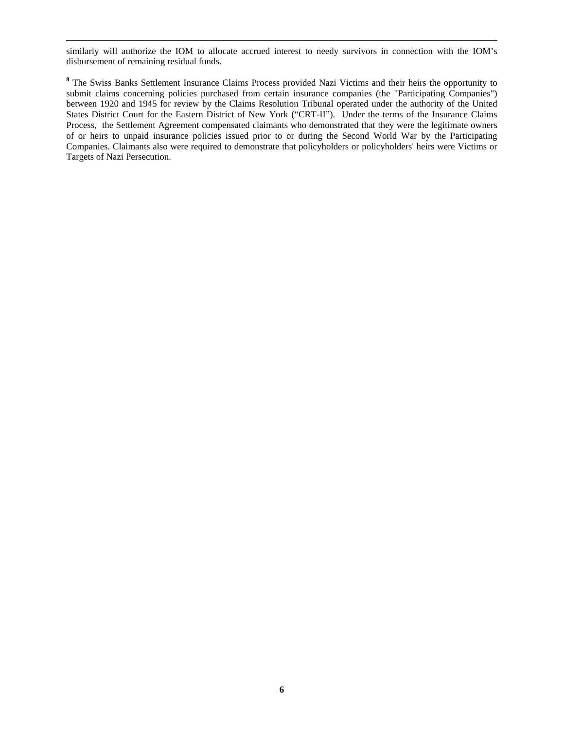similarly will authorize the IOM to allocate accrued interest to needy survivors in connection with the IOM's disbursement of remaining residual funds.

[8] The Swiss Banks Settlement Insurance Claims Process provided Nazi Victims and their heirs the opportunity to submit claims concerning policies purchased from certain insurance companies (the "Participating Companies") between 1920 and 1945 for review by the Claims Resolution Tribunal operated under the authority of the United States District Court for the Eastern District of New York ("CRT-II"). Under the terms of the Insurance Claims Process, the Settlement Agreement compensated claimants who demonstrated that they were the legitimate owners of or heirs to unpaid insurance policies issued prior to or during the Second World War by the Participating Companies. Claimants also were required to demonstrate that policyholders or policyholders' heirs were Victims or Targets of Nazi Persecution.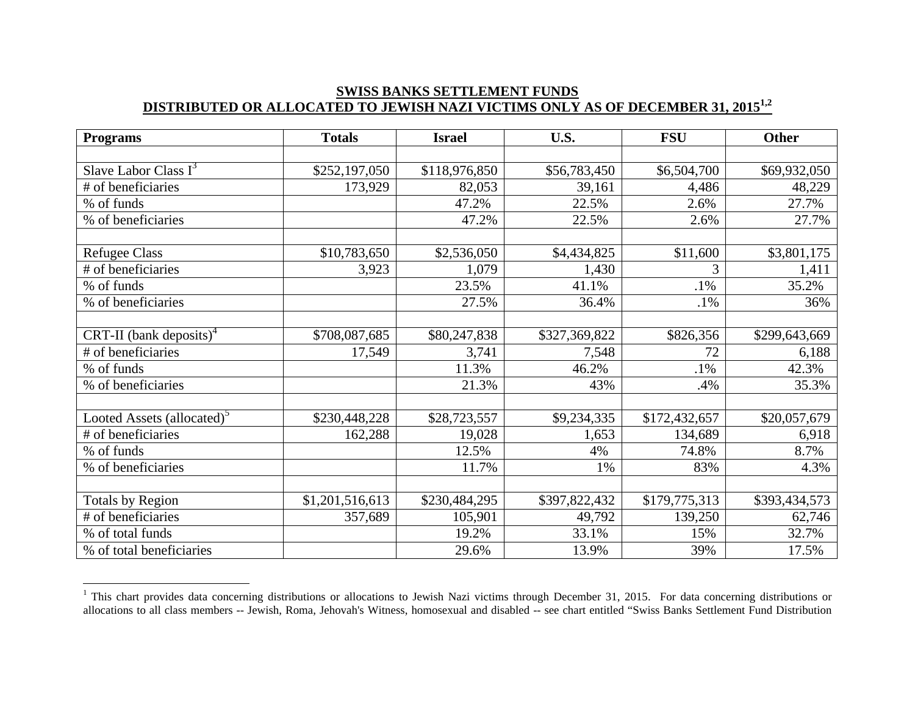**SWISS BANKS SETTLEMENT FUNDS**
**DISTRIBUTED OR ALLOCATED TO JEWISH NAZI VICTIMS ONLY AS OF DECEMBER 31, 2015[1,2]**

| Programs | Totals | Israel | U.S. | FSU | Other |
|---|---|---|---|---|---|
| | | | | | |
| Slave Labor Class I[3] | $252,197,050 | $118,976,850 | $56,783,450 | $6,504,700 | $69,932,050 |
| # of beneficiaries | 173,929 | 82,053 | 39,161 | 4,486 | 48,229 |
| % of funds | | 47.2% | 22.5% | 2.6% | 27.7% |
| % of beneficiaries | | 47.2% | 22.5% | 2.6% | 27.7% |
| | | | | | |
| Refugee Class | $10,783,650 | $2,536,050 | $4,434,825 | $11,600 | $3,801,175 |
| # of beneficiaries | 3,923 | 1,079 | 1,430 | 3 | 1,411 |
| % of funds | | 23.5% | 41.1% | .1% | 35.2% |
| % of beneficiaries | | 27.5% | 36.4% | .1% | 36% |
| | | | | | |
| CRT-II (bank deposits)[4] | $708,087,685 | $80,247,838 | $327,369,822 | $826,356 | $299,643,669 |
| # of beneficiaries | 17,549 | 3,741 | 7,548 | 72 | 6,188 |
| % of funds | | 11.3% | 46.2% | .1% | 42.3% |
| % of beneficiaries | | 21.3% | 43% | .4% | 35.3% |
| | | | | | |
| Looted Assets (allocated)[5] | $230,448,228 | $28,723,557 | $9,234,335 | $172,432,657 | $20,057,679 |
| # of beneficiaries | 162,288 | 19,028 | 1,653 | 134,689 | 6,918 |
| % of funds | | 12.5% | 4% | 74.8% | 8.7% |
| % of beneficiaries | | 11.7% | 1% | 83% | 4.3% |
| | | | | | |
| Totals by Region | $1,201,516,613 | $230,484,295 | $397,822,432 | $179,775,313 | $393,434,573 |
| # of beneficiaries | 357,689 | 105,901 | 49,792 | 139,250 | 62,746 |
| % of total funds | | 19.2% | 33.1% | 15% | 32.7% |
| % of total beneficiaries | | 29.6% | 13.9% | 39% | 17.5% |

[1] This chart provides data concerning distributions or allocations to Jewish Nazi victims through December 31, 2015. For data concerning distributions or allocations to all class members -- Jewish, Roma, Jehovah's Witness, homosexual and disabled -- see chart entitled "Swiss Banks Settlement Fund Distribution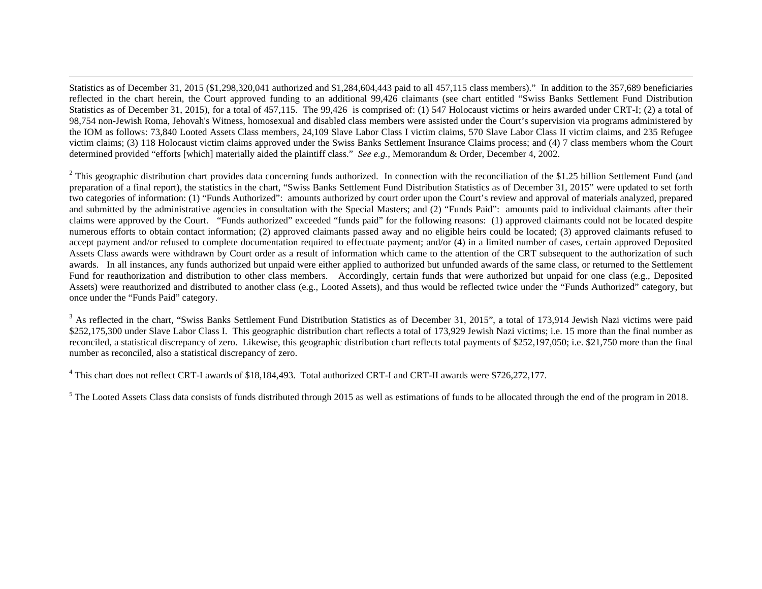Statistics as of December 31, 2015 ($1,298,320,041 authorized and $1,284,604,443 paid to all 457,115 class members)." In addition to the 357,689 beneficiaries reflected in the chart herein, the Court approved funding to an additional 99,426 claimants (see chart entitled "Swiss Banks Settlement Fund Distribution Statistics as of December 31, 2015), for a total of 457,115. The 99,426 is comprised of: (1) 547 Holocaust victims or heirs awarded under CRT-I; (2) a total of 98,754 non-Jewish Roma, Jehovah's Witness, homosexual and disabled class members were assisted under the Court's supervision via programs administered by the IOM as follows: 73,840 Looted Assets Class members, 24,109 Slave Labor Class I victim claims, 570 Slave Labor Class II victim claims, and 235 Refugee victim claims; (3) 118 Holocaust victim claims approved under the Swiss Banks Settlement Insurance Claims process; and (4) 7 class members whom the Court determined provided "efforts [which] materially aided the plaintiff class." *See e.g.*, Memorandum & Order, December 4, 2002.

[2] This geographic distribution chart provides data concerning funds authorized. In connection with the reconciliation of the $1.25 billion Settlement Fund (and preparation of a final report), the statistics in the chart, "Swiss Banks Settlement Fund Distribution Statistics as of December 31, 2015" were updated to set forth two categories of information: (1) "Funds Authorized": amounts authorized by court order upon the Court's review and approval of materials analyzed, prepared and submitted by the administrative agencies in consultation with the Special Masters; and (2) "Funds Paid": amounts paid to individual claimants after their claims were approved by the Court. "Funds authorized" exceeded "funds paid" for the following reasons: (1) approved claimants could not be located despite numerous efforts to obtain contact information; (2) approved claimants passed away and no eligible heirs could be located; (3) approved claimants refused to accept payment and/or refused to complete documentation required to effectuate payment; and/or (4) in a limited number of cases, certain approved Deposited Assets Class awards were withdrawn by Court order as a result of information which came to the attention of the CRT subsequent to the authorization of such awards. In all instances, any funds authorized but unpaid were either applied to authorized but unfunded awards of the same class, or returned to the Settlement Fund for reauthorization and distribution to other class members. Accordingly, certain funds that were authorized but unpaid for one class (e.g., Deposited Assets) were reauthorized and distributed to another class (e.g., Looted Assets), and thus would be reflected twice under the "Funds Authorized" category, but once under the "Funds Paid" category.

[3] As reflected in the chart, "Swiss Banks Settlement Fund Distribution Statistics as of December 31, 2015", a total of 173,914 Jewish Nazi victims were paid $252,175,300 under Slave Labor Class I. This geographic distribution chart reflects a total of 173,929 Jewish Nazi victims; i.e. 15 more than the final number as reconciled, a statistical discrepancy of zero. Likewise, this geographic distribution chart reflects total payments of $252,197,050; i.e. $21,750 more than the final number as reconciled, also a statistical discrepancy of zero.

[4] This chart does not reflect CRT-I awards of $18,184,493. Total authorized CRT-I and CRT-II awards were $726,272,177.

[5] The Looted Assets Class data consists of funds distributed through 2015 as well as estimations of funds to be allocated through the end of the program in 2018.